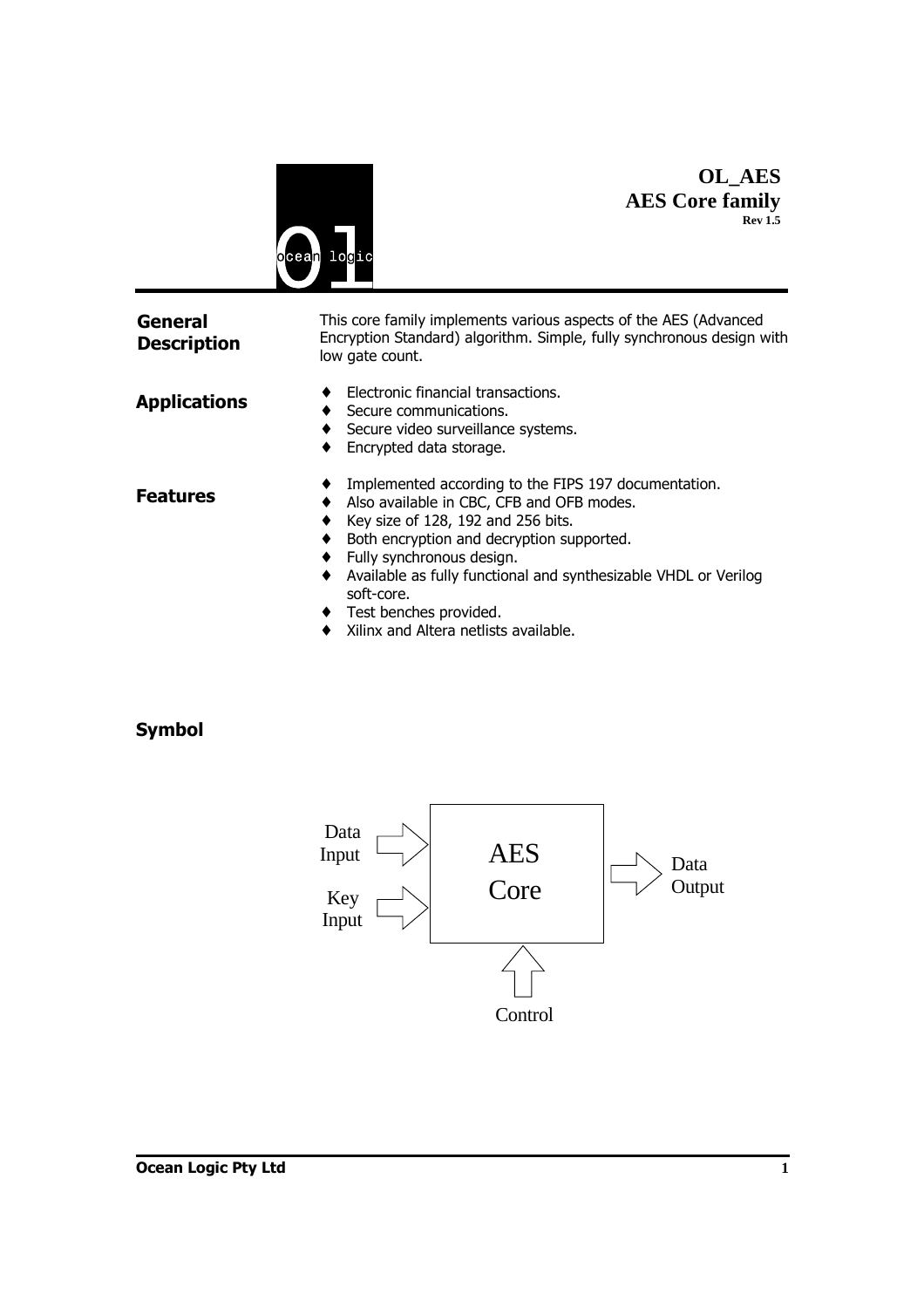# OL_AES
## AES Core family
**Rev 1.5**

### General Description

This core family implements various aspects of the AES (Advanced Encryption Standard) algorithm. Simple, fully synchronous design with low gate count.

### Applications

- Electronic financial transactions.
- Secure communications.
- Secure video surveillance systems.
- Encrypted data storage.

### Features

- Implemented according to the FIPS 197 documentation.
- Also available in CBC, CFB and OFB modes.
- Key size of 128, 192 and 256 bits.
- Both encryption and decryption supported.
- Fully synchronous design.
- Available as fully functional and synthesizable VHDL or Verilog soft-core.
- Test benches provided.
- Xilinx and Altera netlists available.

### Symbol

Data Input

Key Input

AES Core

Data Output

Control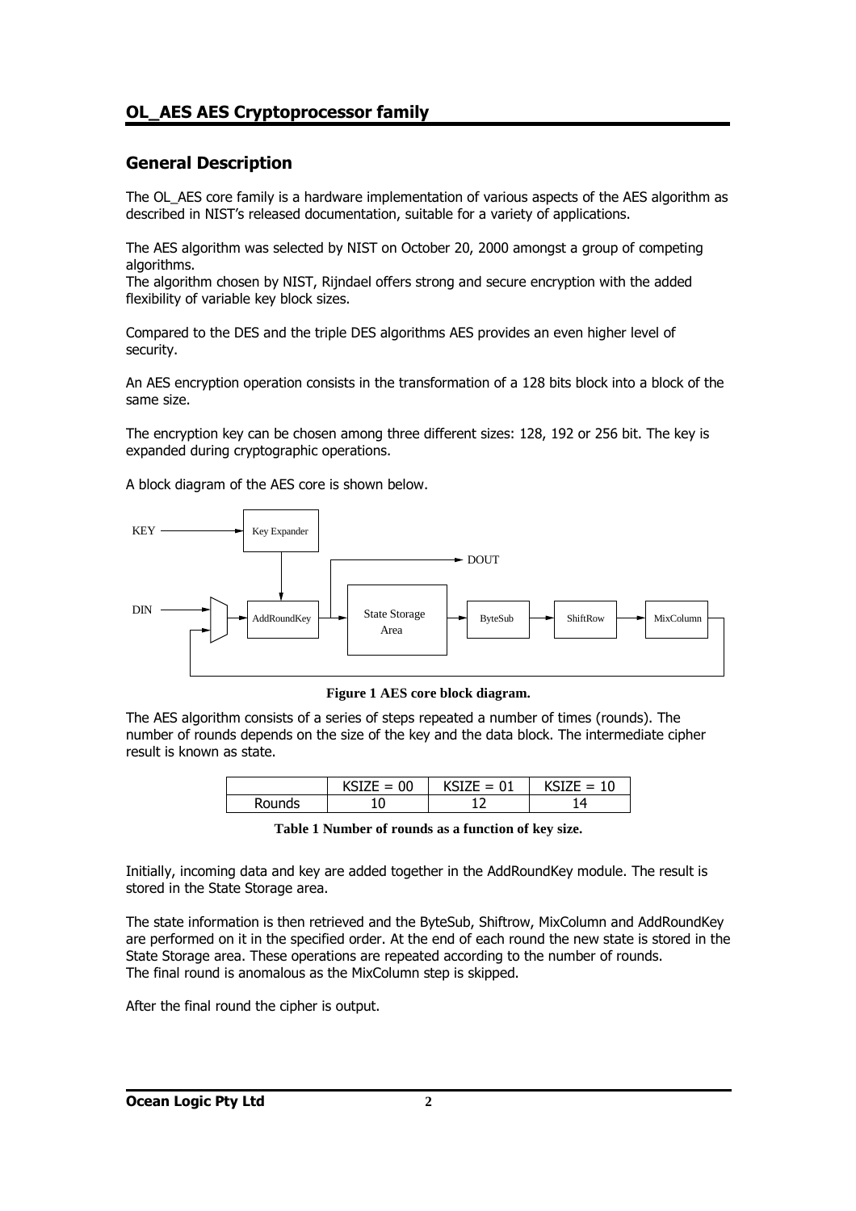## OL_AES AES Cryptoprocessor family

## General Description

The OL_AES core family is a hardware implementation of various aspects of the AES algorithm as described in NIST's released documentation, suitable for a variety of applications.

The AES algorithm was selected by NIST on October 20, 2000 amongst a group of competing algorithms.
The algorithm chosen by NIST, Rijndael offers strong and secure encryption with the added flexibility of variable key block sizes.

Compared to the DES and the triple DES algorithms AES provides an even higher level of security.

An AES encryption operation consists in the transformation of a 128 bits block into a block of the same size.

The encryption key can be chosen among three different sizes: 128, 192 or 256 bit. The key is expanded during cryptographic operations.

A block diagram of the AES core is shown below.

KEY → Key Expander → AddRoundKey; DIN → (mux) → AddRoundKey → State Storage Area → ByteSub → ShiftRow → MixColumn → (back to mux); State Storage Area → DOUT

**Figure 1 AES core block diagram.**

The AES algorithm consists of a series of steps repeated a number of times (rounds). The number of rounds depends on the size of the key and the data block. The intermediate cipher result is known as state.

| | KSIZE = 00 | KSIZE = 01 | KSIZE = 10 |
|---|---|---|---|
| Rounds | 10 | 12 | 14 |

**Table 1 Number of rounds as a function of key size.**

Initially, incoming data and key are added together in the AddRoundKey module. The result is stored in the State Storage area.

The state information is then retrieved and the ByteSub, Shiftrow, MixColumn and AddRoundKey are performed on it in the specified order. At the end of each round the new state is stored in the State Storage area. These operations are repeated according to the number of rounds.
The final round is anomalous as the MixColumn step is skipped.

After the final round the cipher is output.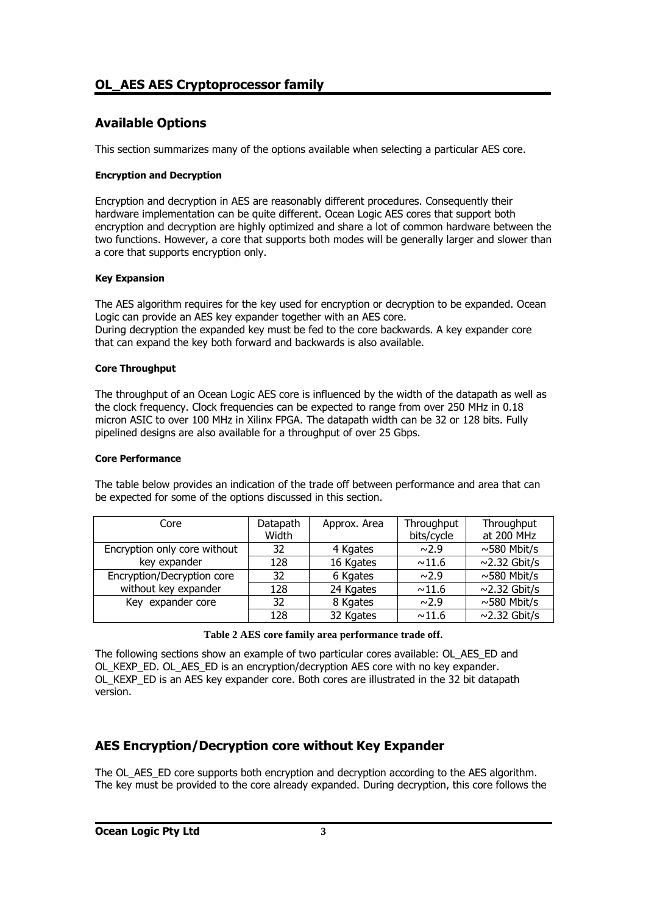## OL_AES AES Cryptoprocessor family

## Available Options

This section summarizes many of the options available when selecting a particular AES core.

#### Encryption and Decryption

Encryption and decryption in AES are reasonably different procedures. Consequently their hardware implementation can be quite different. Ocean Logic AES cores that support both encryption and decryption are highly optimized and share a lot of common hardware between the two functions. However, a core that supports both modes will be generally larger and slower than a core that supports encryption only.

#### Key Expansion

The AES algorithm requires for the key used for encryption or decryption to be expanded. Ocean Logic can provide an AES key expander together with an AES core.
During decryption the expanded key must be fed to the core backwards. A key expander core that can expand the key both forward and backwards is also available.

#### Core Throughput

The throughput of an Ocean Logic AES core is influenced by the width of the datapath as well as the clock frequency. Clock frequencies can be expected to range from over 250 MHz in 0.18 micron ASIC to over 100 MHz in Xilinx FPGA. The datapath width can be 32 or 128 bits. Fully pipelined designs are also available for a throughput of over 25 Gbps.

#### Core Performance

The table below provides an indication of the trade off between performance and area that can be expected for some of the options discussed in this section.

| Core | Datapath Width | Approx. Area | Throughput bits/cycle | Throughput at 200 MHz |
|---|---|---|---|---|
| Encryption only core without key expander | 32 | 4 Kgates | ~2.9 | ~580 Mbit/s |
| | 128 | 16 Kgates | ~11.6 | ~2.32 Gbit/s |
| Encryption/Decryption core without key expander | 32 | 6 Kgates | ~2.9 | ~580 Mbit/s |
| | 128 | 24 Kgates | ~11.6 | ~2.32 Gbit/s |
| Key expander core | 32 | 8 Kgates | ~2.9 | ~580 Mbit/s |
| | 128 | 32 Kgates | ~11.6 | ~2.32 Gbit/s |

**Table 2 AES core family area performance trade off.**

The following sections show an example of two particular cores available: OL_AES_ED and OL_KEXP_ED. OL_AES_ED is an encryption/decryption AES core with no key expander. OL_KEXP_ED is an AES key expander core. Both cores are illustrated in the 32 bit datapath version.

## AES Encryption/Decryption core without Key Expander

The OL_AES_ED core supports both encryption and decryption according to the AES algorithm. The key must be provided to the core already expanded. During decryption, this core follows the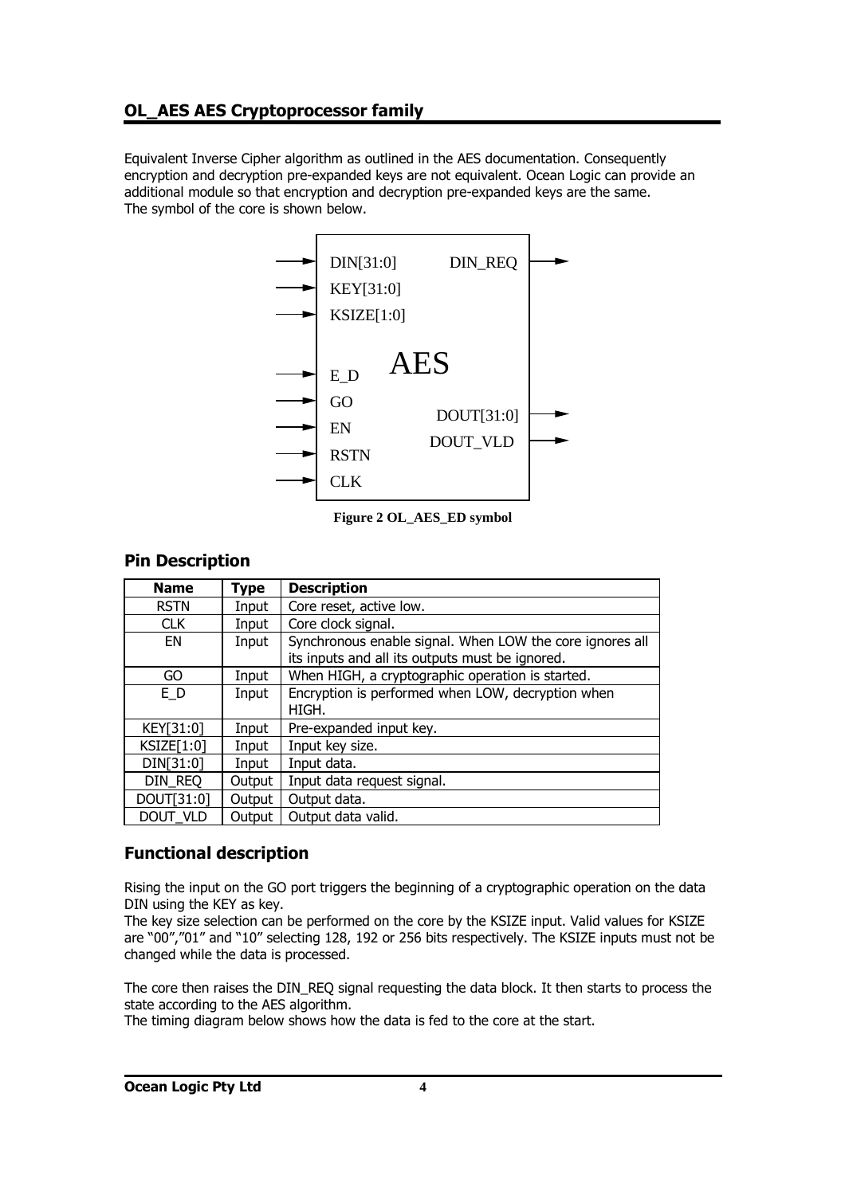Equivalent Inverse Cipher algorithm as outlined in the AES documentation. Consequently encryption and decryption pre-expanded keys are not equivalent. Ocean Logic can provide an additional module so that encryption and decryption pre-expanded keys are the same.
The symbol of the core is shown below.

**Figure 2 OL_AES_ED symbol**

## Pin Description

| Name | Type | Description |
|---|---|---|
| RSTN | Input | Core reset, active low. |
| CLK | Input | Core clock signal. |
| EN | Input | Synchronous enable signal. When LOW the core ignores all its inputs and all its outputs must be ignored. |
| GO | Input | When HIGH, a cryptographic operation is started. |
| E_D | Input | Encryption is performed when LOW, decryption when HIGH. |
| KEY[31:0] | Input | Pre-expanded input key. |
| KSIZE[1:0] | Input | Input key size. |
| DIN[31:0] | Input | Input data. |
| DIN_REQ | Output | Input data request signal. |
| DOUT[31:0] | Output | Output data. |
| DOUT_VLD | Output | Output data valid. |

## Functional description

Rising the input on the GO port triggers the beginning of a cryptographic operation on the data DIN using the KEY as key.
The key size selection can be performed on the core by the KSIZE input. Valid values for KSIZE are "00","01" and "10" selecting 128, 192 or 256 bits respectively. The KSIZE inputs must not be changed while the data is processed.

The core then raises the DIN_REQ signal requesting the data block. It then starts to process the state according to the AES algorithm.
The timing diagram below shows how the data is fed to the core at the start.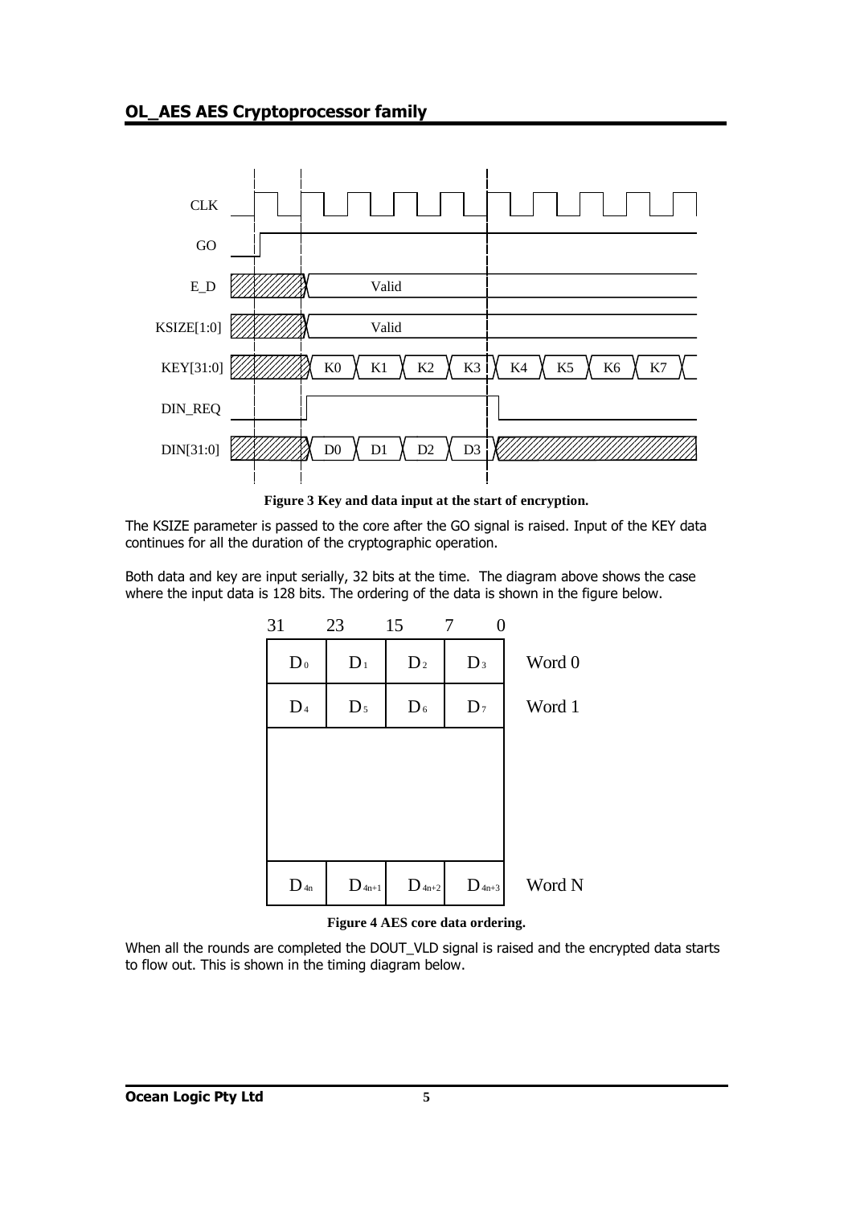Figure 3 Key and data input at the start of encryption.

The KSIZE parameter is passed to the core after the GO signal is raised. Input of the KEY data continues for all the duration of the cryptographic operation.

Both data and key are input serially, 32 bits at the time. The diagram above shows the case where the input data is 128 bits. The ordering of the data is shown in the figure below.

| 31 | 23 | 15 | 7 0 | |
|---|---|---|---|---|
| $D_0$ | $D_1$ | $D_2$ | $D_3$ | Word 0 |
| $D_4$ | $D_5$ | $D_6$ | $D_7$ | Word 1 |
| | | | | |
| $D_{4n}$ | $D_{4n+1}$ | $D_{4n+2}$ | $D_{4n+3}$ | Word N |

Figure 4 AES core data ordering.

When all the rounds are completed the DOUT_VLD signal is raised and the encrypted data starts to flow out. This is shown in the timing diagram below.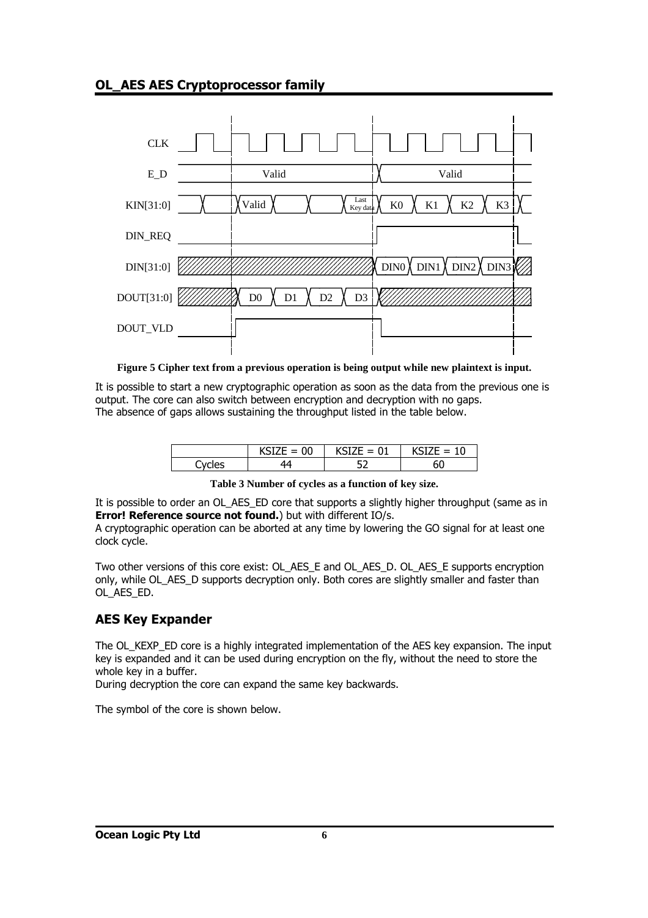Figure 5 Cipher text from a previous operation is being output while new plaintext is input.

It is possible to start a new cryptographic operation as soon as the data from the previous one is output. The core can also switch between encryption and decryption with no gaps.
The absence of gaps allows sustaining the throughput listed in the table below.

| | KSIZE = 00 | KSIZE = 01 | KSIZE = 10 |
|---|---|---|---|
| Cycles | 44 | 52 | 60 |

**Table 3 Number of cycles as a function of key size.**

It is possible to order an OL_AES_ED core that supports a slightly higher throughput (same as in **Error! Reference source not found.**) but with different IO/s.
A cryptographic operation can be aborted at any time by lowering the GO signal for at least one clock cycle.

Two other versions of this core exist: OL_AES_E and OL_AES_D. OL_AES_E supports encryption only, while OL_AES_D supports decryption only. Both cores are slightly smaller and faster than OL_AES_ED.

## AES Key Expander

The OL_KEXP_ED core is a highly integrated implementation of the AES key expansion. The input key is expanded and it can be used during encryption on the fly, without the need to store the whole key in a buffer.
During decryption the core can expand the same key backwards.

The symbol of the core is shown below.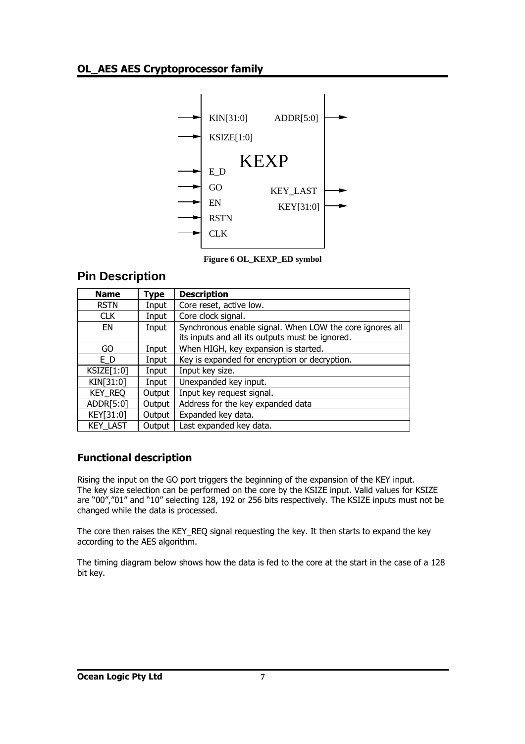Figure 6 OL_KEXP_ED symbol

## Pin Description

| Name | Type | Description |
|---|---|---|
| RSTN | Input | Core reset, active low. |
| CLK | Input | Core clock signal. |
| EN | Input | Synchronous enable signal. When LOW the core ignores all its inputs and all its outputs must be ignored. |
| GO | Input | When HIGH, key expansion is started. |
| E_D | Input | Key is expanded for encryption or decryption. |
| KSIZE[1:0] | Input | Input key size. |
| KIN[31:0] | Input | Unexpanded key input. |
| KEY_REQ | Output | Input key request signal. |
| ADDR[5:0] | Output | Address for the key expanded data |
| KEY[31:0] | Output | Expanded key data. |
| KEY_LAST | Output | Last expanded key data. |

### Functional description

Rising the input on the GO port triggers the beginning of the expansion of the KEY input.
The key size selection can be performed on the core by the KSIZE input. Valid values for KSIZE are "00","01" and "10" selecting 128, 192 or 256 bits respectively. The KSIZE inputs must not be changed while the data is processed.

The core then raises the KEY_REQ signal requesting the key. It then starts to expand the key according to the AES algorithm.

The timing diagram below shows how the data is fed to the core at the start in the case of a 128 bit key.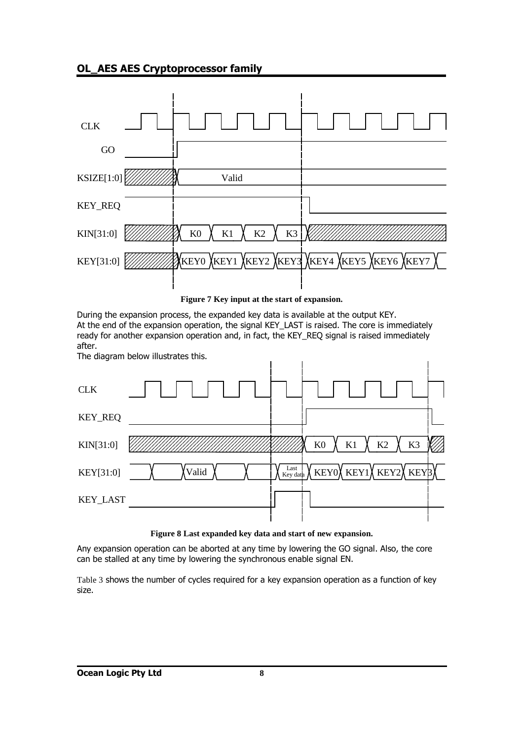Figure 7 Key input at the start of expansion.

During the expansion process, the expanded key data is available at the output KEY.
At the end of the expansion operation, the signal KEY_LAST is raised. The core is immediately ready for another expansion operation and, in fact, the KEY_REQ signal is raised immediately after.
The diagram below illustrates this.

Figure 8 Last expanded key data and start of new expansion.

Any expansion operation can be aborted at any time by lowering the GO signal. Also, the core can be stalled at any time by lowering the synchronous enable signal EN.

Table 3 shows the number of cycles required for a key expansion operation as a function of key size.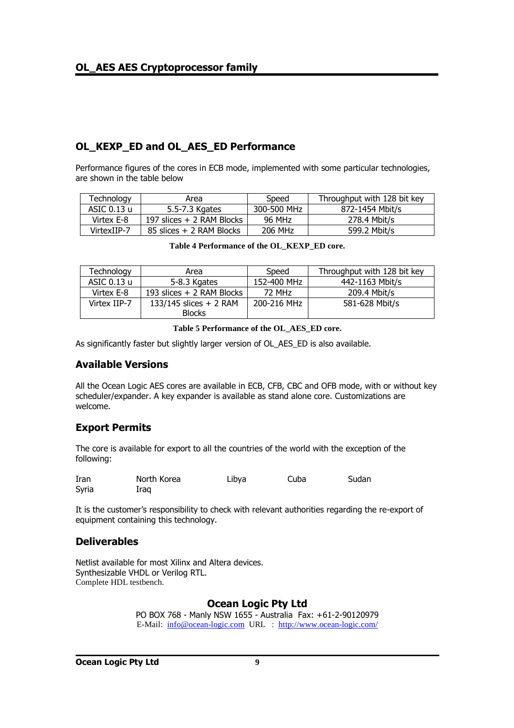## OL_KEXP_ED and OL_AES_ED Performance

Performance figures of the cores in ECB mode, implemented with some particular technologies, are shown in the table below

| Technology | Area | Speed | Throughput with 128 bit key |
|---|---|---|---|
| ASIC 0.13 u | 5.5-7.3 Kgates | 300-500 MHz | 872-1454 Mbit/s |
| Virtex E-8 | 197 slices + 2 RAM Blocks | 96 MHz | 278.4 Mbit/s |
| VirtexIIP-7 | 85 slices + 2 RAM Blocks | 206 MHz | 599.2 Mbit/s |

**Table 4 Performance of the OL_KEXP_ED core.**

| Technology | Area | Speed | Throughput with 128 bit key |
|---|---|---|---|
| ASIC 0.13 u | 5-8.3 Kgates | 152-400 MHz | 442-1163 Mbit/s |
| Virtex E-8 | 193 slices + 2 RAM Blocks | 72 MHz | 209.4 Mbit/s |
| Virtex IIP-7 | 133/145 slices + 2 RAM Blocks | 200-216 MHz | 581-628 Mbit/s |

**Table 5 Performance of the OL_AES_ED core.**

As significantly faster but slightly larger version of OL_AES_ED is also available.

## Available Versions

All the Ocean Logic AES cores are available in ECB, CFB, CBC and OFB mode, with or without key scheduler/expander. A key expander is available as stand alone core. Customizations are welcome.

## Export Permits

The core is available for export to all the countries of the world with the exception of the following:

Iran, North Korea, Libya, Cuba, Sudan, Syria, Iraq

It is the customer's responsibility to check with relevant authorities regarding the re-export of equipment containing this technology.

## Deliverables

Netlist available for most Xilinx and Altera devices.
Synthesizable VHDL or Verilog RTL.
Complete HDL testbench.

**Ocean Logic Pty Ltd**
PO BOX 768 - Manly NSW 1655 - Australia Fax: +61-2-90120979
E-Mail: info@ocean-logic.com URL : http://www.ocean-logic.com/